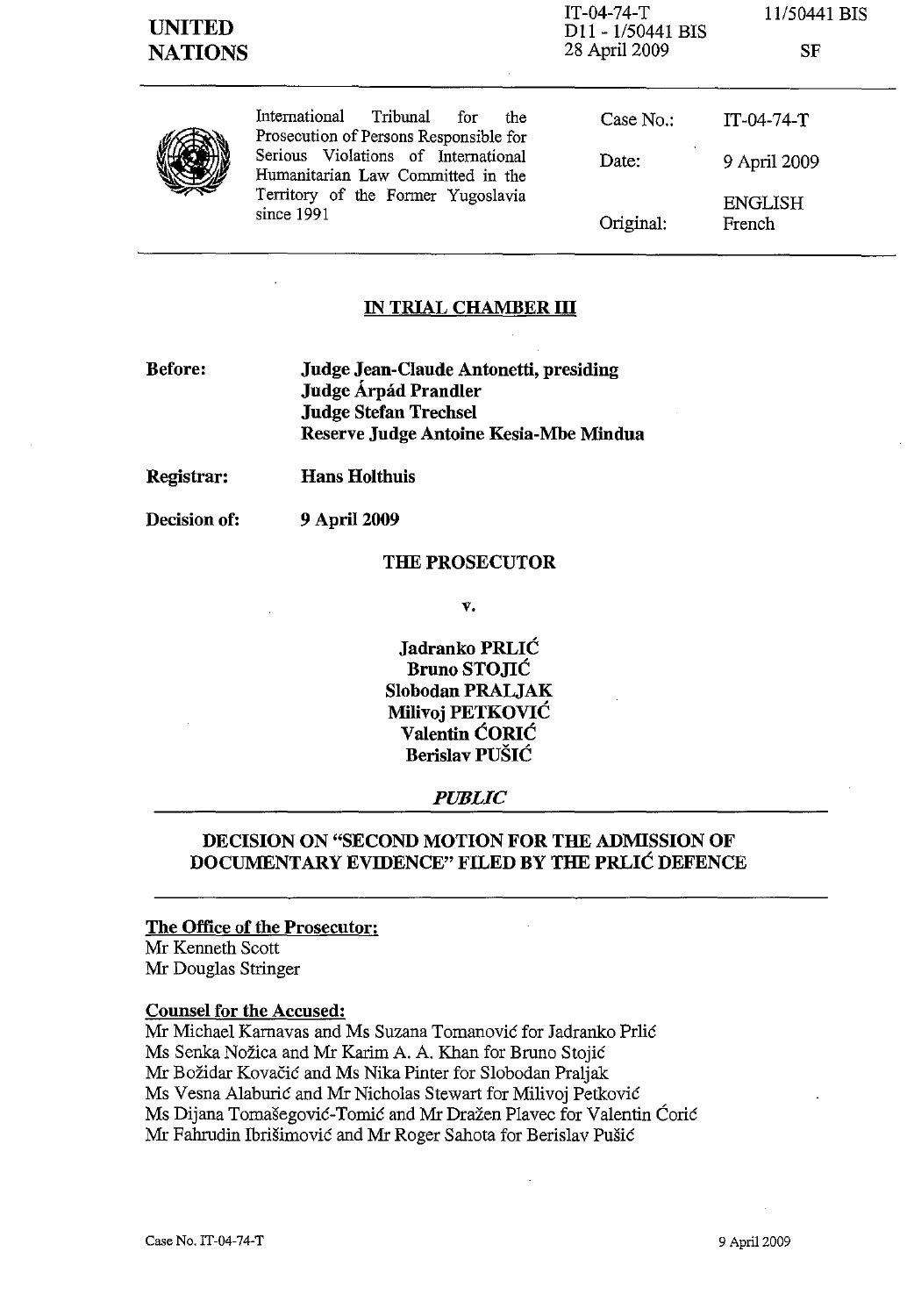UNITED NATIONS

IT-04-74-T
D11 - 1/50441 BIS
28 April 2009

11/50441 BIS

SF

International Tribunal for the Prosecution of Persons Responsible for Serious Violations of International Humanitarian Law Committed in the Territory of the Former Yugoslavia since 1991

| | |
|---|---|
| Case No.: | IT-04-74-T |
| Date: | 9 April 2009 |
| Original: | ENGLISH French |

## IN TRIAL CHAMBER III

**Before:** **Judge Jean-Claude Antonetti, presiding**
**Judge Árpád Prandler**
**Judge Stefan Trechsel**
**Reserve Judge Antoine Kesia-Mbe Mindua**

**Registrar:** **Hans Holthuis**

**Decision of:** **9 April 2009**

**THE PROSECUTOR**

**v.**

**Jadranko PRLIĆ**
**Bruno STOJIĆ**
**Slobodan PRALJAK**
**Milivoj PETKOVIĆ**
**Valentin ĆORIĆ**
**Berislav PUŠIĆ**

***PUBLIC***

## DECISION ON "SECOND MOTION FOR THE ADMISSION OF DOCUMENTARY EVIDENCE" FILED BY THE PRLIĆ DEFENCE

**The Office of the Prosecutor:**
Mr Kenneth Scott
Mr Douglas Stringer

**Counsel for the Accused:**
Mr Michael Karnavas and Ms Suzana Tomanović for Jadranko Prlić
Ms Senka Nožica and Mr Karim A. A. Khan for Bruno Stojić
Mr Božidar Kovačić and Ms Nika Pinter for Slobodan Praljak
Ms Vesna Alaburić and Mr Nicholas Stewart for Milivoj Petković
Ms Dijana Tomašegović-Tomić and Mr Dražen Plavec for Valentin Ćorić
Mr Fahrudin Ibrišimović and Mr Roger Sahota for Berislav Pušić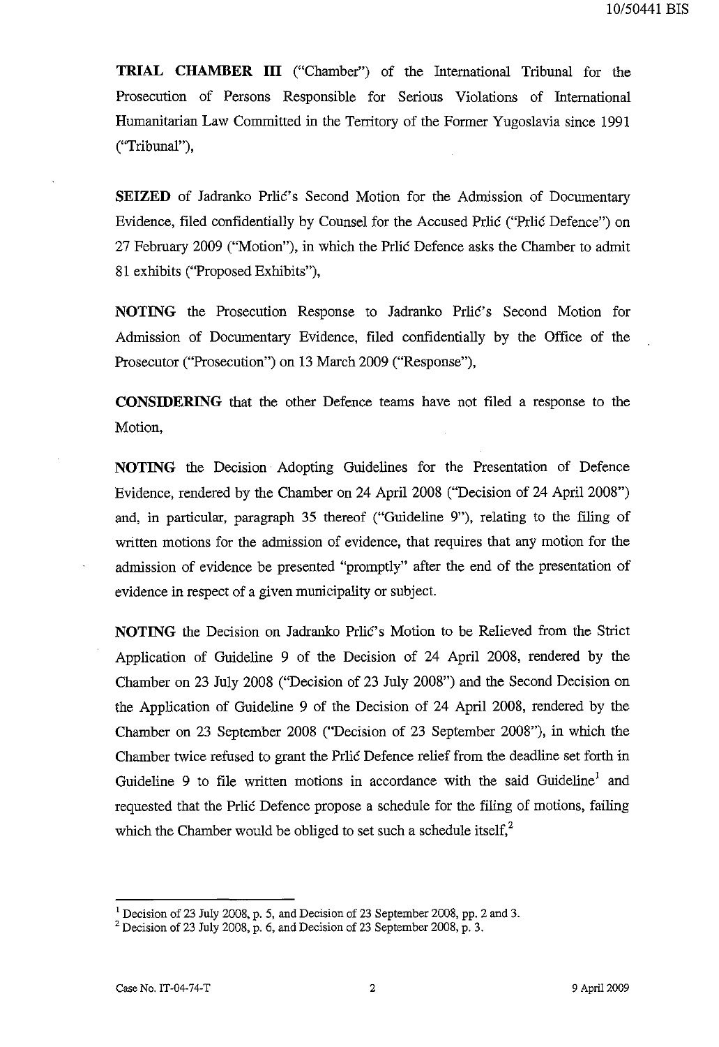**TRIAL CHAMBER III** ("Chamber") of the International Tribunal for the Prosecution of Persons Responsible for Serious Violations of International Humanitarian Law Committed in the Territory of the Former Yugoslavia since 1991 ("Tribunal"),

**SEIZED** of Jadranko Prlić's Second Motion for the Admission of Documentary Evidence, filed confidentially by Counsel for the Accused Prlić ("Prlić Defence") on 27 February 2009 ("Motion"), in which the Prlić Defence asks the Chamber to admit 81 exhibits ("Proposed Exhibits"),

**NOTING** the Prosecution Response to Jadranko Prlić's Second Motion for Admission of Documentary Evidence, filed confidentially by the Office of the Prosecutor ("Prosecution") on 13 March 2009 ("Response"),

**CONSIDERING** that the other Defence teams have not filed a response to the Motion,

**NOTING** the Decision Adopting Guidelines for the Presentation of Defence Evidence, rendered by the Chamber on 24 April 2008 ("Decision of 24 April 2008") and, in particular, paragraph 35 thereof ("Guideline 9"), relating to the filing of written motions for the admission of evidence, that requires that any motion for the admission of evidence be presented "promptly" after the end of the presentation of evidence in respect of a given municipality or subject.

**NOTING** the Decision on Jadranko Prlić's Motion to be Relieved from the Strict Application of Guideline 9 of the Decision of 24 April 2008, rendered by the Chamber on 23 July 2008 ("Decision of 23 July 2008") and the Second Decision on the Application of Guideline 9 of the Decision of 24 April 2008, rendered by the Chamber on 23 September 2008 ("Decision of 23 September 2008"), in which the Chamber twice refused to grant the Prlić Defence relief from the deadline set forth in Guideline 9 to file written motions in accordance with the said Guideline[1] and requested that the Prlić Defence propose a schedule for the filing of motions, failing which the Chamber would be obliged to set such a schedule itself,[2]

---

[1] Decision of 23 July 2008, p. 5, and Decision of 23 September 2008, pp. 2 and 3.

[2] Decision of 23 July 2008, p. 6, and Decision of 23 September 2008, p. 3.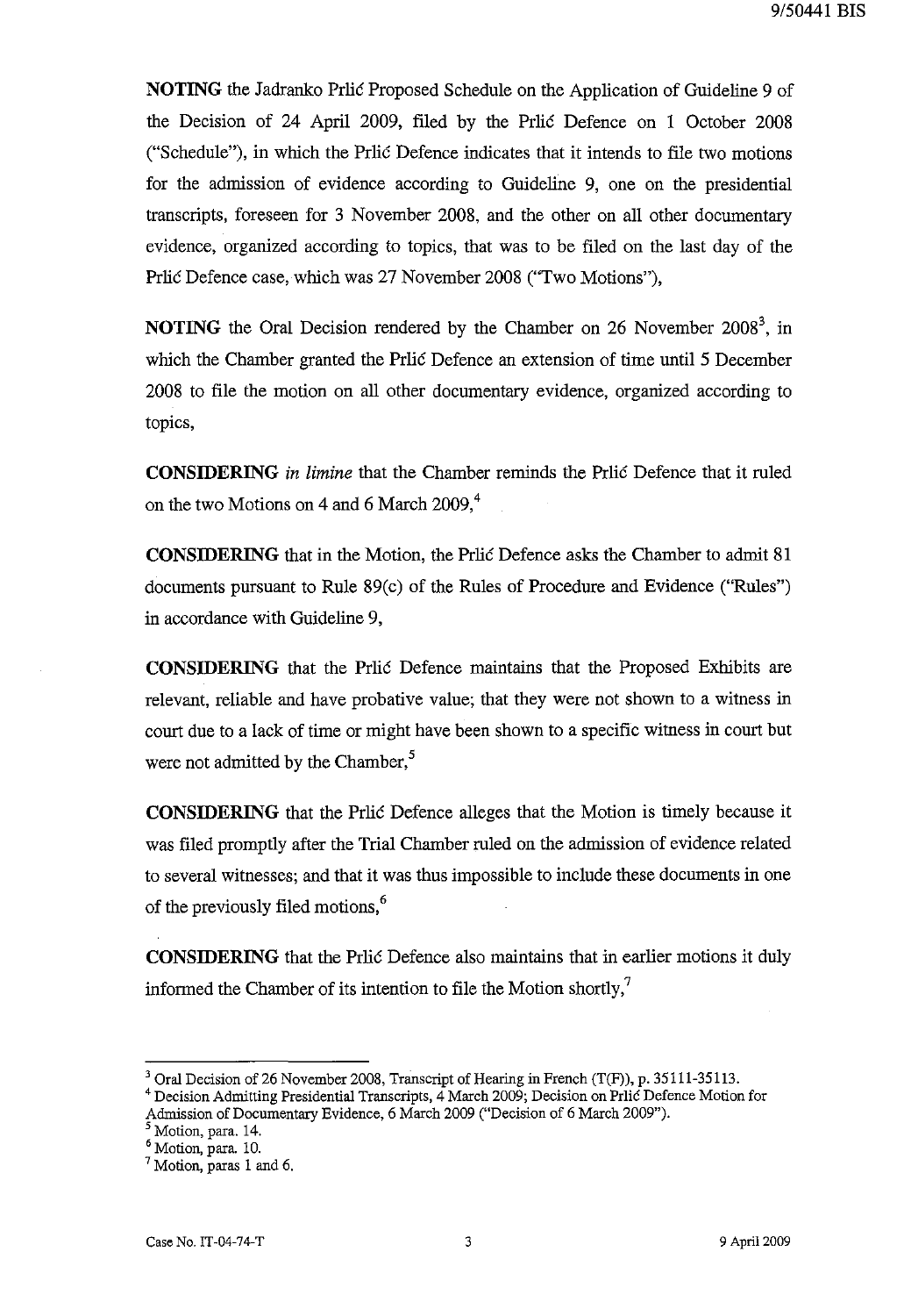**NOTING** the Jadranko Prlić Proposed Schedule on the Application of Guideline 9 of the Decision of 24 April 2009, filed by the Prlić Defence on 1 October 2008 ("Schedule"), in which the Prlić Defence indicates that it intends to file two motions for the admission of evidence according to Guideline 9, one on the presidential transcripts, foreseen for 3 November 2008, and the other on all other documentary evidence, organized according to topics, that was to be filed on the last day of the Prlić Defence case, which was 27 November 2008 ("Two Motions"),

**NOTING** the Oral Decision rendered by the Chamber on 26 November 2008[3], in which the Chamber granted the Prlić Defence an extension of time until 5 December 2008 to file the motion on all other documentary evidence, organized according to topics,

**CONSIDERING** *in limine* that the Chamber reminds the Prlić Defence that it ruled on the two Motions on 4 and 6 March 2009,[4]

**CONSIDERING** that in the Motion, the Prlić Defence asks the Chamber to admit 81 documents pursuant to Rule 89(c) of the Rules of Procedure and Evidence ("Rules") in accordance with Guideline 9,

**CONSIDERING** that the Prlić Defence maintains that the Proposed Exhibits are relevant, reliable and have probative value; that they were not shown to a witness in court due to a lack of time or might have been shown to a specific witness in court but were not admitted by the Chamber,[5]

**CONSIDERING** that the Prlić Defence alleges that the Motion is timely because it was filed promptly after the Trial Chamber ruled on the admission of evidence related to several witnesses; and that it was thus impossible to include these documents in one of the previously filed motions,[6]

**CONSIDERING** that the Prlić Defence also maintains that in earlier motions it duly informed the Chamber of its intention to file the Motion shortly,[7]

---

[3] Oral Decision of 26 November 2008, Transcript of Hearing in French (T(F)), p. 35111-35113.

[4] Decision Admitting Presidential Transcripts, 4 March 2009; Decision on Prlić Defence Motion for Admission of Documentary Evidence, 6 March 2009 ("Decision of 6 March 2009").

[5] Motion, para. 14.

[6] Motion, para. 10.

[7] Motion, paras 1 and 6.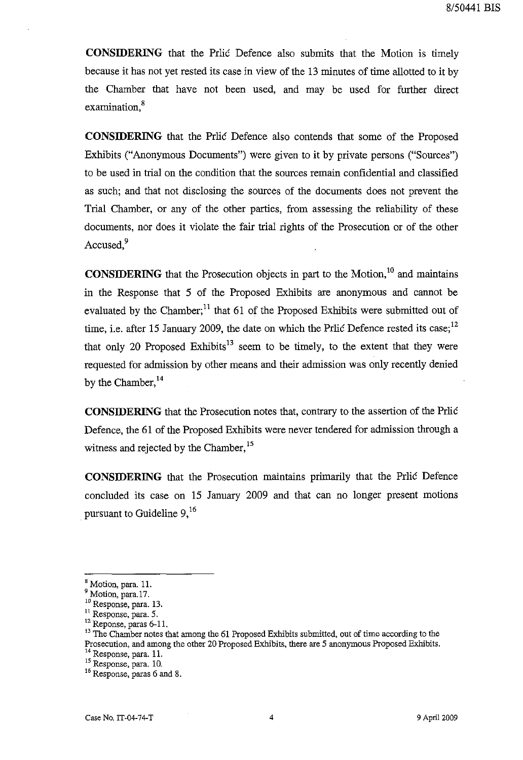**CONSIDERING** that the Prlić Defence also submits that the Motion is timely because it has not yet rested its case in view of the 13 minutes of time allotted to it by the Chamber that have not been used, and may be used for further direct examination,[8]

**CONSIDERING** that the Prlić Defence also contends that some of the Proposed Exhibits ("Anonymous Documents") were given to it by private persons ("Sources") to be used in trial on the condition that the sources remain confidential and classified as such; and that not disclosing the sources of the documents does not prevent the Trial Chamber, or any of the other parties, from assessing the reliability of these documents, nor does it violate the fair trial rights of the Prosecution or of the other Accused,[9]

**CONSIDERING** that the Prosecution objects in part to the Motion,[10] and maintains in the Response that 5 of the Proposed Exhibits are anonymous and cannot be evaluated by the Chamber;[11] that 61 of the Proposed Exhibits were submitted out of time, i.e. after 15 January 2009, the date on which the Prlić Defence rested its case;[12] that only 20 Proposed Exhibits[13] seem to be timely, to the extent that they were requested for admission by other means and their admission was only recently denied by the Chamber,[14]

**CONSIDERING** that the Prosecution notes that, contrary to the assertion of the Prlić Defence, the 61 of the Proposed Exhibits were never tendered for admission through a witness and rejected by the Chamber,[15]

**CONSIDERING** that the Prosecution maintains primarily that the Prlić Defence concluded its case on 15 January 2009 and that can no longer present motions pursuant to Guideline 9,[16]

---

[8] Motion, para. 11.
[9] Motion, para.17.
[10] Response, para. 13.
[11] Response, para. 5.
[12] Reponse, paras 6-11.
[13] The Chamber notes that among the 61 Proposed Exhibits submitted, out of time according to the Prosecution, and among the other 20 Proposed Exhibits, there are 5 anonymous Proposed Exhibits.
[14] Response, para. 11.
[15] Response, para. 10.
[16] Response, paras 6 and 8.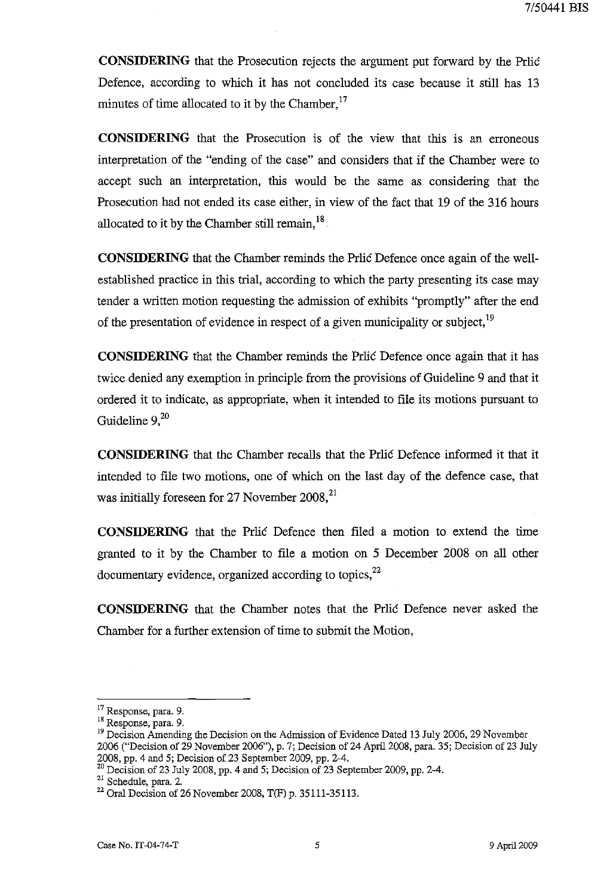**CONSIDERING** that the Prosecution rejects the argument put forward by the Prlić Defence, according to which it has not concluded its case because it still has 13 minutes of time allocated to it by the Chamber,[17]

**CONSIDERING** that the Prosecution is of the view that this is an erroneous interpretation of the "ending of the case" and considers that if the Chamber were to accept such an interpretation, this would be the same as considering that the Prosecution had not ended its case either, in view of the fact that 19 of the 316 hours allocated to it by the Chamber still remain,[18]

**CONSIDERING** that the Chamber reminds the Prlić Defence once again of the well-established practice in this trial, according to which the party presenting its case may tender a written motion requesting the admission of exhibits "promptly" after the end of the presentation of evidence in respect of a given municipality or subject,[19]

**CONSIDERING** that the Chamber reminds the Prlić Defence once again that it has twice denied any exemption in principle from the provisions of Guideline 9 and that it ordered it to indicate, as appropriate, when it intended to file its motions pursuant to Guideline 9,[20]

**CONSIDERING** that the Chamber recalls that the Prlić Defence informed it that it intended to file two motions, one of which on the last day of the defence case, that was initially foreseen for 27 November 2008,[21]

**CONSIDERING** that the Prlić Defence then filed a motion to extend the time granted to it by the Chamber to file a motion on 5 December 2008 on all other documentary evidence, organized according to topics,[22]

**CONSIDERING** that the Chamber notes that the Prlić Defence never asked the Chamber for a further extension of time to submit the Motion,

---

[17] Response, para. 9.

[18] Response, para. 9.

[19] Decision Amending the Decision on the Admission of Evidence Dated 13 July 2006, 29 November 2006 ("Decision of 29 November 2006"), p. 7; Decision of 24 April 2008, para. 35; Decision of 23 July 2008, pp. 4 and 5; Decision of 23 September 2009, pp. 2-4.

[20] Decision of 23 July 2008, pp. 4 and 5; Decision of 23 September 2009, pp. 2-4.

[21] Schedule, para. 2.

[22] Oral Decision of 26 November 2008, T(F) p. 35111-35113.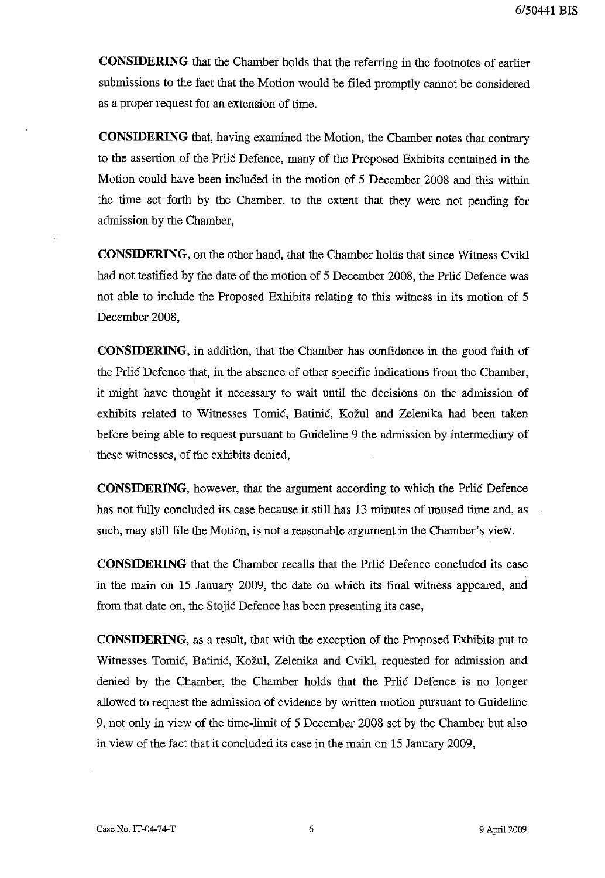**CONSIDERING** that the Chamber holds that the referring in the footnotes of earlier submissions to the fact that the Motion would be filed promptly cannot be considered as a proper request for an extension of time.

**CONSIDERING** that, having examined the Motion, the Chamber notes that contrary to the assertion of the Prlić Defence, many of the Proposed Exhibits contained in the Motion could have been included in the motion of 5 December 2008 and this within the time set forth by the Chamber, to the extent that they were not pending for admission by the Chamber,

**CONSIDERING**, on the other hand, that the Chamber holds that since Witness Cvikl had not testified by the date of the motion of 5 December 2008, the Prlić Defence was not able to include the Proposed Exhibits relating to this witness in its motion of 5 December 2008,

**CONSIDERING**, in addition, that the Chamber has confidence in the good faith of the Prlić Defence that, in the absence of other specific indications from the Chamber, it might have thought it necessary to wait until the decisions on the admission of exhibits related to Witnesses Tomić, Batinić, Kožul and Zelenika had been taken before being able to request pursuant to Guideline 9 the admission by intermediary of these witnesses, of the exhibits denied,

**CONSIDERING**, however, that the argument according to which the Prlić Defence has not fully concluded its case because it still has 13 minutes of unused time and, as such, may still file the Motion, is not a reasonable argument in the Chamber's view.

**CONSIDERING** that the Chamber recalls that the Prlić Defence concluded its case in the main on 15 January 2009, the date on which its final witness appeared, and from that date on, the Stojić Defence has been presenting its case,

**CONSIDERING**, as a result, that with the exception of the Proposed Exhibits put to Witnesses Tomić, Batinić, Kožul, Zelenika and Cvikl, requested for admission and denied by the Chamber, the Chamber holds that the Prlić Defence is no longer allowed to request the admission of evidence by written motion pursuant to Guideline 9, not only in view of the time-limit of 5 December 2008 set by the Chamber but also in view of the fact that it concluded its case in the main on 15 January 2009,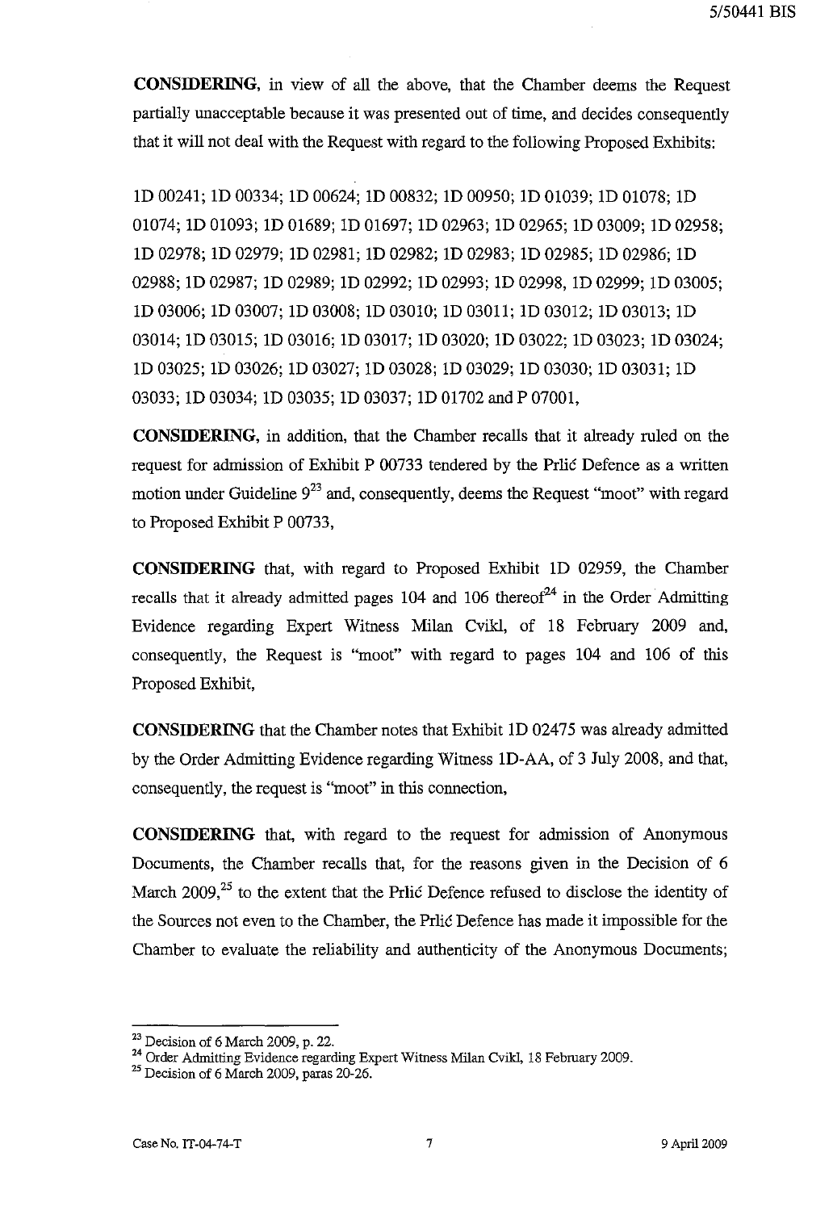**CONSIDERING**, in view of all the above, that the Chamber deems the Request partially unacceptable because it was presented out of time, and decides consequently that it will not deal with the Request with regard to the following Proposed Exhibits:

1D 00241; 1D 00334; 1D 00624; 1D 00832; 1D 00950; 1D 01039; 1D 01078; 1D 01074; 1D 01093; 1D 01689; 1D 01697; 1D 02963; 1D 02965; 1D 03009; 1D 02958; 1D 02978; 1D 02979; 1D 02981; 1D 02982; 1D 02983; 1D 02985; 1D 02986; 1D 02988; 1D 02987; 1D 02989; 1D 02992; 1D 02993; 1D 02998, 1D 02999; 1D 03005; 1D 03006; 1D 03007; 1D 03008; 1D 03010; 1D 03011; 1D 03012; 1D 03013; 1D 03014; 1D 03015; 1D 03016; 1D 03017; 1D 03020; 1D 03022; 1D 03023; 1D 03024; 1D 03025; 1D 03026; 1D 03027; 1D 03028; 1D 03029; 1D 03030; 1D 03031; 1D 03033; 1D 03034; 1D 03035; 1D 03037; 1D 01702 and P 07001,

**CONSIDERING**, in addition, that the Chamber recalls that it already ruled on the request for admission of Exhibit P 00733 tendered by the Prlić Defence as a written motion under Guideline 9[23] and, consequently, deems the Request "moot" with regard to Proposed Exhibit P 00733,

**CONSIDERING** that, with regard to Proposed Exhibit 1D 02959, the Chamber recalls that it already admitted pages 104 and 106 thereof[24] in the Order Admitting Evidence regarding Expert Witness Milan Cvikl, of 18 February 2009 and, consequently, the Request is "moot" with regard to pages 104 and 106 of this Proposed Exhibit,

**CONSIDERING** that the Chamber notes that Exhibit 1D 02475 was already admitted by the Order Admitting Evidence regarding Witness 1D-AA, of 3 July 2008, and that, consequently, the request is "moot" in this connection,

**CONSIDERING** that, with regard to the request for admission of Anonymous Documents, the Chamber recalls that, for the reasons given in the Decision of 6 March 2009,[25] to the extent that the Prlić Defence refused to disclose the identity of the Sources not even to the Chamber, the Prlić Defence has made it impossible for the Chamber to evaluate the reliability and authenticity of the Anonymous Documents;

---

[23] Decision of 6 March 2009, p. 22.

[24] Order Admitting Evidence regarding Expert Witness Milan Cvikl, 18 February 2009.

[25] Decision of 6 March 2009, paras 20-26.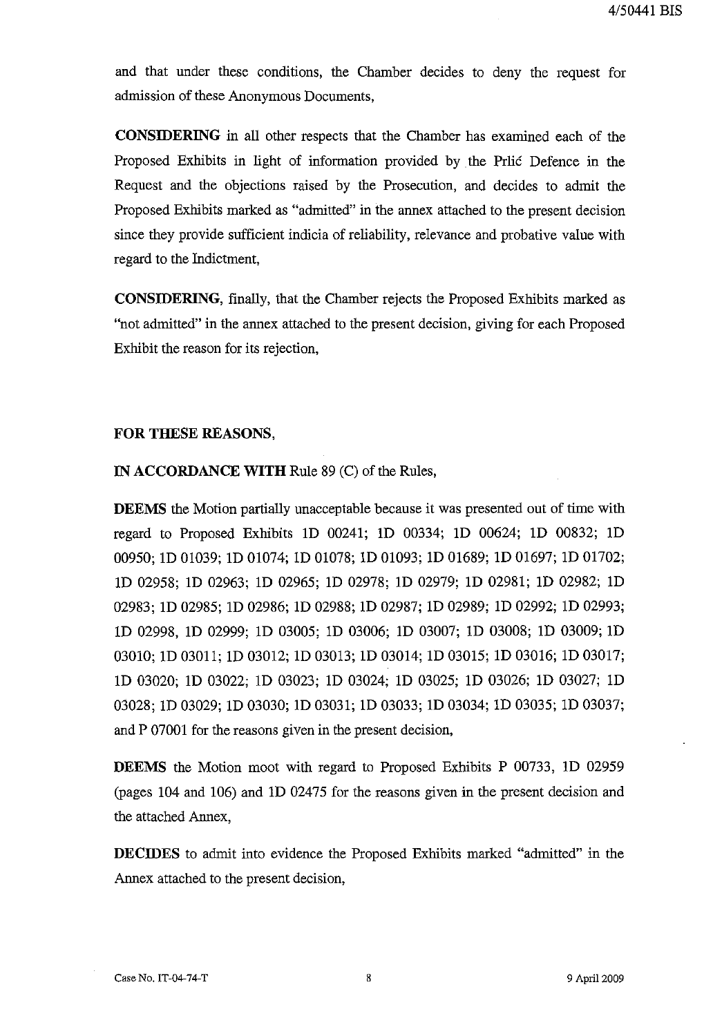and that under these conditions, the Chamber decides to deny the request for admission of these Anonymous Documents,

**CONSIDERING** in all other respects that the Chamber has examined each of the Proposed Exhibits in light of information provided by the Prlić Defence in the Request and the objections raised by the Prosecution, and decides to admit the Proposed Exhibits marked as "admitted" in the annex attached to the present decision since they provide sufficient indicia of reliability, relevance and probative value with regard to the Indictment,

**CONSIDERING**, finally, that the Chamber rejects the Proposed Exhibits marked as "not admitted" in the annex attached to the present decision, giving for each Proposed Exhibit the reason for its rejection,

**FOR THESE REASONS**,

**IN ACCORDANCE WITH** Rule 89 (C) of the Rules,

**DEEMS** the Motion partially unacceptable because it was presented out of time with regard to Proposed Exhibits 1D 00241; 1D 00334; 1D 00624; 1D 00832; 1D 00950; 1D 01039; 1D 01074; 1D 01078; 1D 01093; 1D 01689; 1D 01697; 1D 01702; 1D 02958; 1D 02963; 1D 02965; 1D 02978; 1D 02979; 1D 02981; 1D 02982; 1D 02983; 1D 02985; 1D 02986; 1D 02988; 1D 02987; 1D 02989; 1D 02992; 1D 02993; 1D 02998, 1D 02999; 1D 03005; 1D 03006; 1D 03007; 1D 03008; 1D 03009; 1D 03010; 1D 03011; 1D 03012; 1D 03013; 1D 03014; 1D 03015; 1D 03016; 1D 03017; 1D 03020; 1D 03022; 1D 03023; 1D 03024; 1D 03025; 1D 03026; 1D 03027; 1D 03028; 1D 03029; 1D 03030; 1D 03031; 1D 03033; 1D 03034; 1D 03035; 1D 03037; and P 07001 for the reasons given in the present decision,

**DEEMS** the Motion moot with regard to Proposed Exhibits P 00733, 1D 02959 (pages 104 and 106) and 1D 02475 for the reasons given in the present decision and the attached Annex,

**DECIDES** to admit into evidence the Proposed Exhibits marked "admitted" in the Annex attached to the present decision,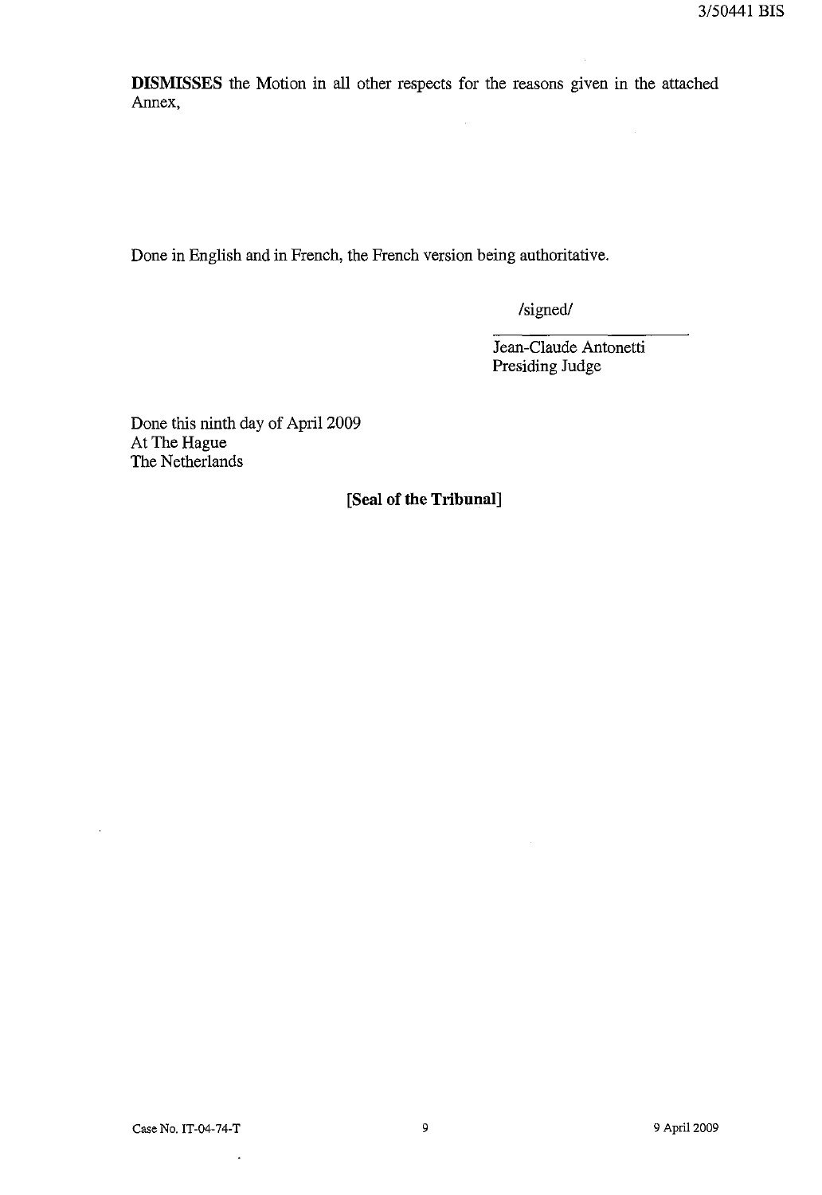**DISMISSES** the Motion in all other respects for the reasons given in the attached Annex,

Done in English and in French, the French version being authoritative.

/signed/

Jean-Claude Antonetti
Presiding Judge

Done this ninth day of April 2009
At The Hague
The Netherlands

**[Seal of the Tribunal]**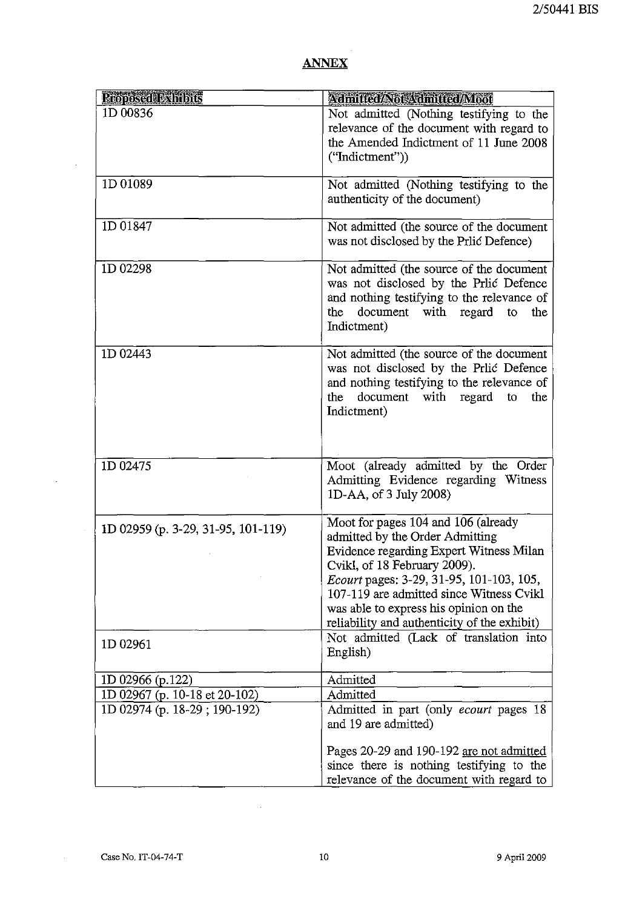## ANNEX

| Proposed Exhibits | Admitted/Not Admitted/Moot |
|---|---|
| 1D 00836 | Not admitted (Nothing testifying to the relevance of the document with regard to the Amended Indictment of 11 June 2008 ("Indictment")) |
| 1D 01089 | Not admitted (Nothing testifying to the authenticity of the document) |
| 1D 01847 | Not admitted (the source of the document was not disclosed by the Prlić Defence) |
| 1D 02298 | Not admitted (the source of the document was not disclosed by the Prlić Defence and nothing testifying to the relevance of the document with regard to the Indictment) |
| 1D 02443 | Not admitted (the source of the document was not disclosed by the Prlić Defence and nothing testifying to the relevance of the document with regard to the Indictment) |
| 1D 02475 | Moot (already admitted by the Order Admitting Evidence regarding Witness 1D-AA, of 3 July 2008) |
| 1D 02959 (p. 3-29, 31-95, 101-119) | Moot for pages 104 and 106 (already admitted by the Order Admitting Evidence regarding Expert Witness Milan Cvikl, of 18 February 2009). *Ecourt* pages: 3-29, 31-95, 101-103, 105, 107-119 are admitted since Witness Cvikl was able to express his opinion on the reliability and authenticity of the exhibit) |
| 1D 02961 | Not admitted (Lack of translation into English) |
| 1D 02966 (p.122) | Admitted |
| 1D 02967 (p. 10-18 et 20-102) | Admitted |
| 1D 02974 (p. 18-29 ; 190-192) | Admitted in part (only *ecourt* pages 18 and 19 are admitted)<br><br>Pages 20-29 and 190-192 are not admitted since there is nothing testifying to the relevance of the document with regard to |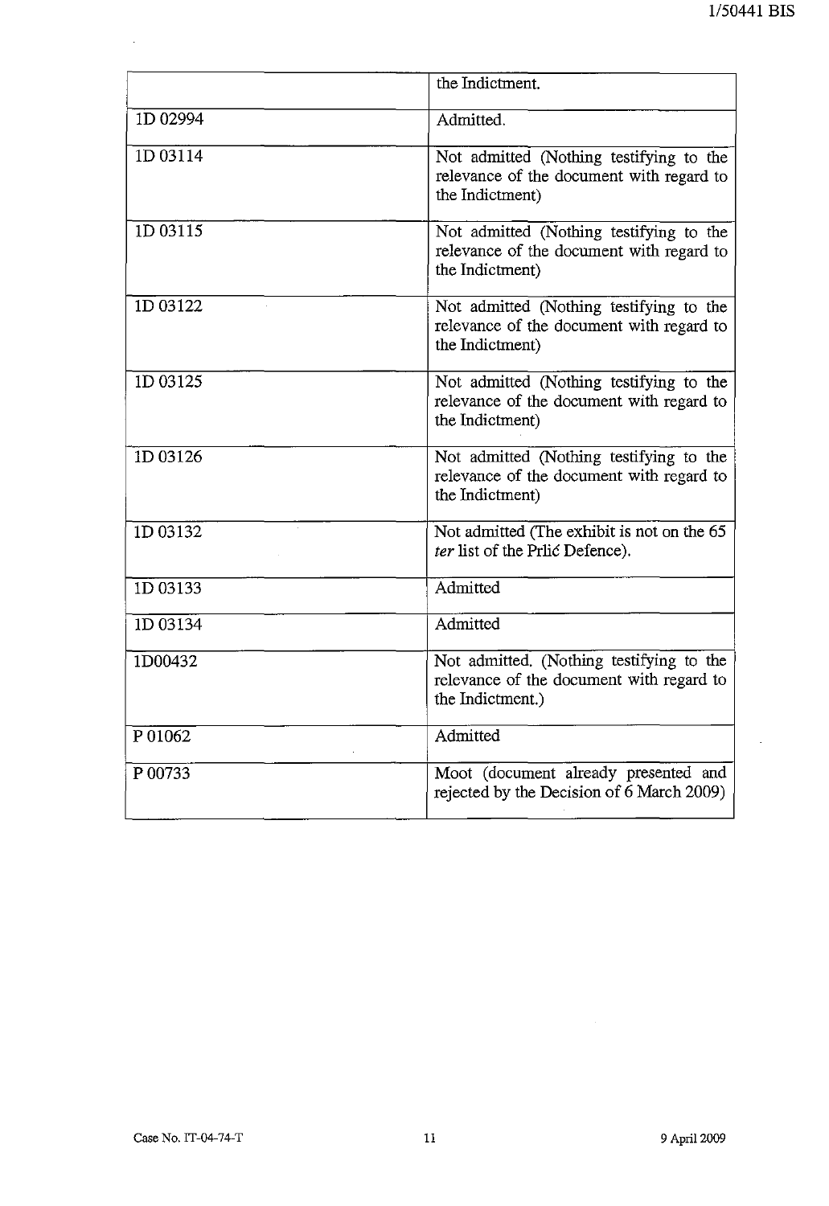| | |
|---|---|
| | the Indictment. |
| 1D 02994 | Admitted. |
| 1D 03114 | Not admitted (Nothing testifying to the relevance of the document with regard to the Indictment) |
| 1D 03115 | Not admitted (Nothing testifying to the relevance of the document with regard to the Indictment) |
| 1D 03122 | Not admitted (Nothing testifying to the relevance of the document with regard to the Indictment) |
| 1D 03125 | Not admitted (Nothing testifying to the relevance of the document with regard to the Indictment) |
| 1D 03126 | Not admitted (Nothing testifying to the relevance of the document with regard to the Indictment) |
| 1D 03132 | Not admitted (The exhibit is not on the 65 *ter* list of the Prlić Defence). |
| 1D 03133 | Admitted |
| 1D 03134 | Admitted |
| 1D00432 | Not admitted. (Nothing testifying to the relevance of the document with regard to the Indictment.) |
| P 01062 | Admitted |
| P 00733 | Moot (document already presented and rejected by the Decision of 6 March 2009) |

Case No. IT-04-74-T    9 April 2009